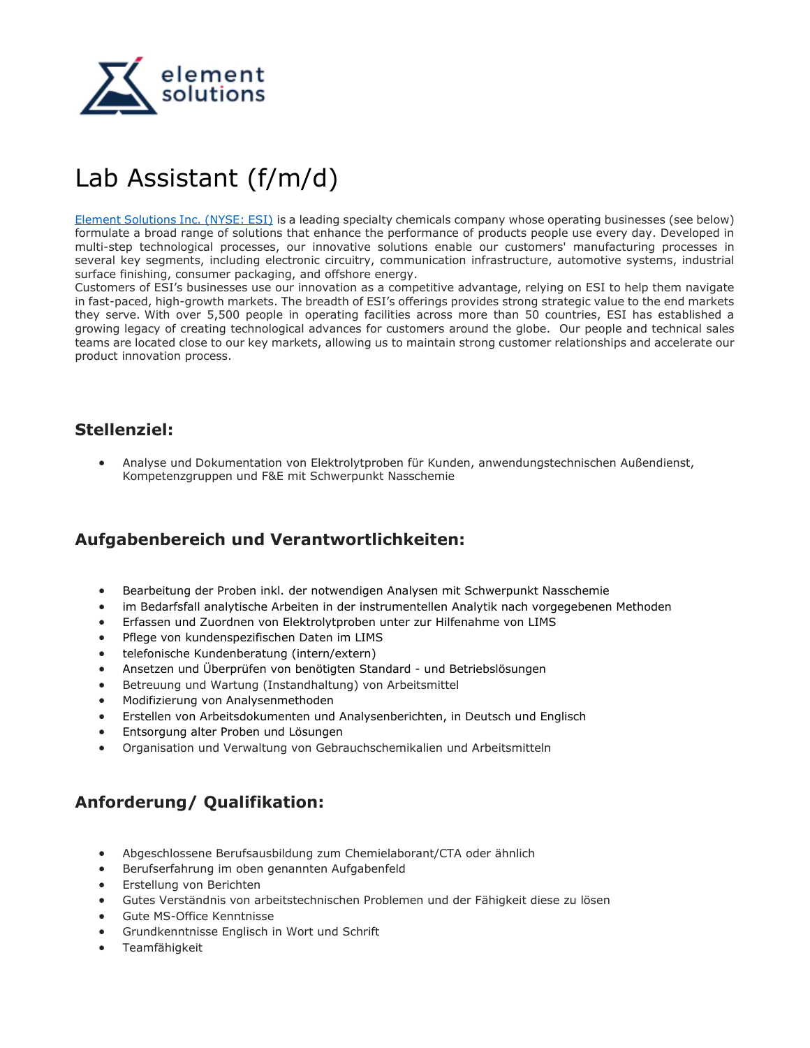# Lab Assistant (f/m/d)

[Element Solutions Inc. (NYSE: ESI)](#) is a leading specialty chemicals company whose operating businesses (see below) formulate a broad range of solutions that enhance the performance of products people use every day. Developed in multi-step technological processes, our innovative solutions enable our customers' manufacturing processes in several key segments, including electronic circuitry, communication infrastructure, automotive systems, industrial surface finishing, consumer packaging, and offshore energy.
Customers of ESI's businesses use our innovation as a competitive advantage, relying on ESI to help them navigate in fast-paced, high-growth markets. The breadth of ESI's offerings provides strong strategic value to the end markets they serve. With over 5,500 people in operating facilities across more than 50 countries, ESI has established a growing legacy of creating technological advances for customers around the globe. Our people and technical sales teams are located close to our key markets, allowing us to maintain strong customer relationships and accelerate our product innovation process.

## Stellenziel:

- Analyse und Dokumentation von Elektrolytproben für Kunden, anwendungstechnischen Außendienst, Kompetenzgruppen und F&E mit Schwerpunkt Nasschemie

## Aufgabenbereich und Verantwortlichkeiten:

- Bearbeitung der Proben inkl. der notwendigen Analysen mit Schwerpunkt Nasschemie
- im Bedarfsfall analytische Arbeiten in der instrumentellen Analytik nach vorgegebenen Methoden
- Erfassen und Zuordnen von Elektrolytproben unter zur Hilfenahme von LIMS
- Pflege von kundenspezifischen Daten im LIMS
- telefonische Kundenberatung (intern/extern)
- Ansetzen und Überprüfen von benötigten Standard - und Betriebslösungen
- Betreuung und Wartung (Instandhaltung) von Arbeitsmittel
- Modifizierung von Analysenmethoden
- Erstellen von Arbeitsdokumenten und Analysenberichten, in Deutsch und Englisch
- Entsorgung alter Proben und Lösungen
- Organisation und Verwaltung von Gebrauchschemikalien und Arbeitsmitteln

## Anforderung/ Qualifikation:

- Abgeschlossene Berufsausbildung zum Chemielaborant/CTA oder ähnlich
- Berufserfahrung im oben genannten Aufgabenfeld
- Erstellung von Berichten
- Gutes Verständnis von arbeitstechnischen Problemen und der Fähigkeit diese zu lösen
- Gute MS-Office Kenntnisse
- Grundkenntnisse Englisch in Wort und Schrift
- Teamfähigkeit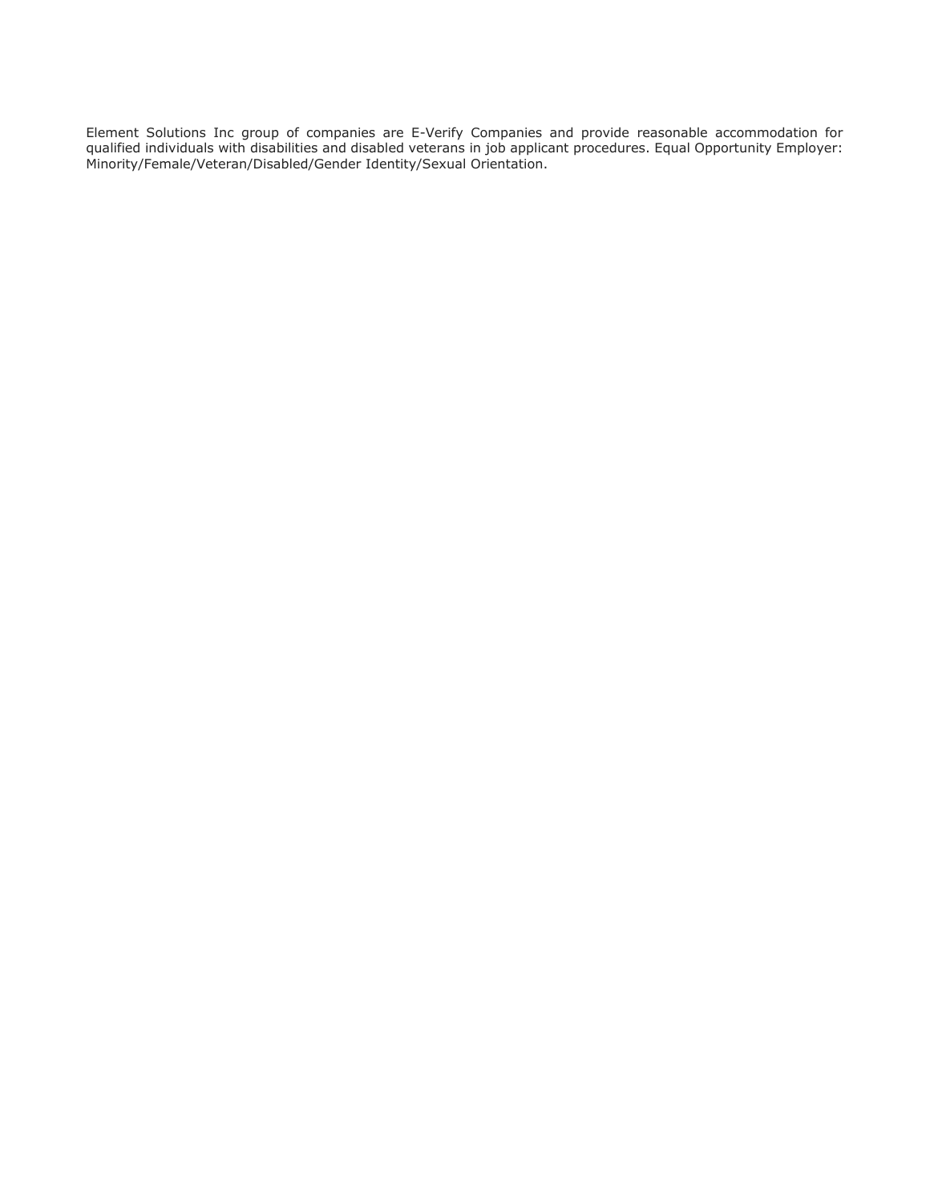Element Solutions Inc group of companies are E-Verify Companies and provide reasonable accommodation for qualified individuals with disabilities and disabled veterans in job applicant procedures. Equal Opportunity Employer: Minority/Female/Veteran/Disabled/Gender Identity/Sexual Orientation.